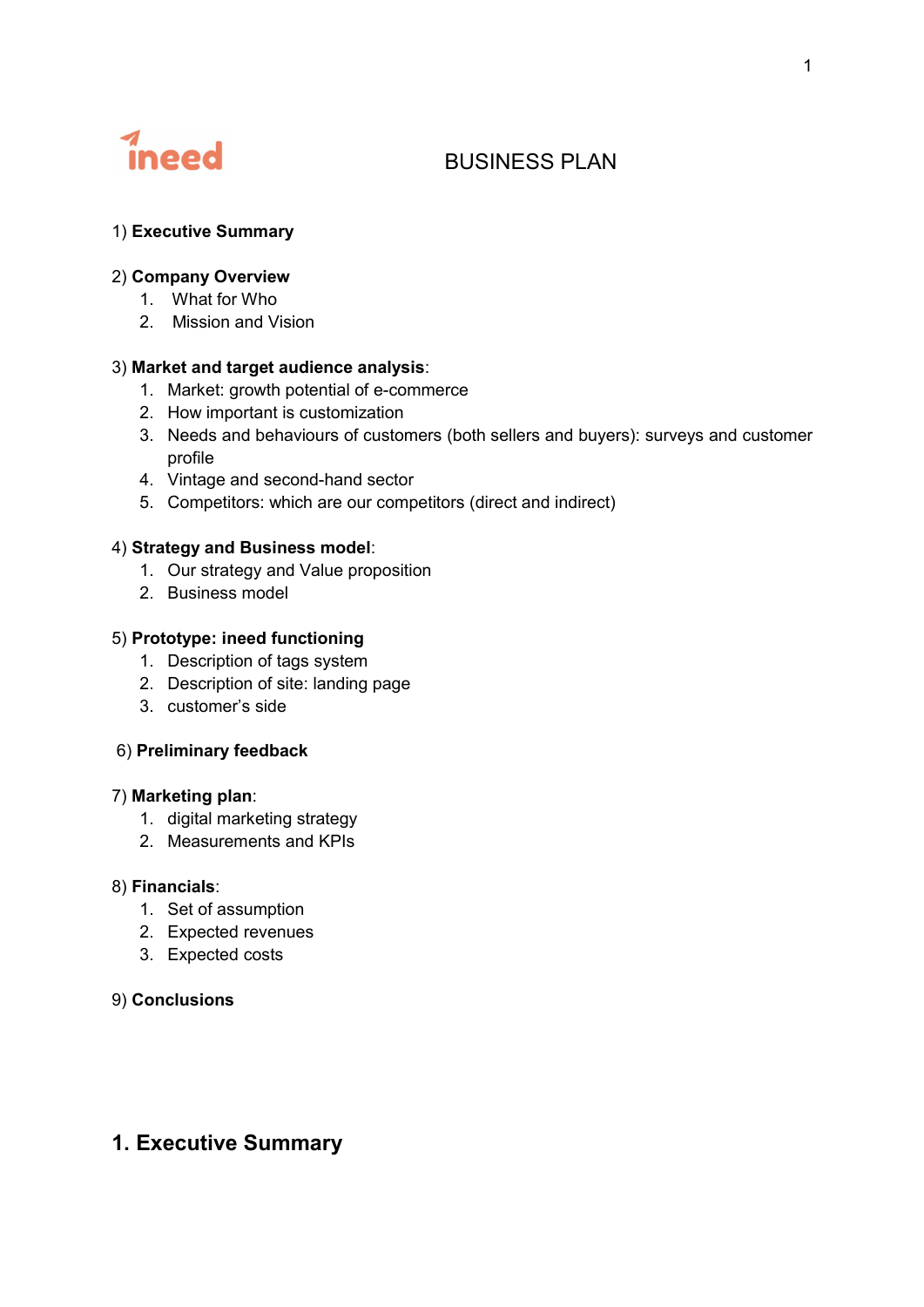ineed

# BUSINESS PLAN

1) **Executive Summary**

2) **Company Overview**
   1. What for Who
   2. Mission and Vision

3) **Market and target audience analysis**:
   1. Market: growth potential of e-commerce
   2. How important is customization
   3. Needs and behaviours of customers (both sellers and buyers): surveys and customer profile
   4. Vintage and second-hand sector
   5. Competitors: which are our competitors (direct and indirect)

4) **Strategy and Business model**:
   1. Our strategy and Value proposition
   2. Business model

5) **Prototype: ineed functioning**
   1. Description of tags system
   2. Description of site: landing page
   3. customer's side

6) **Preliminary feedback**

7) **Marketing plan**:
   1. digital marketing strategy
   2. Measurements and KPIs

8) **Financials**:
   1. Set of assumption
   2. Expected revenues
   3. Expected costs

9) **Conclusions**

## 1. Executive Summary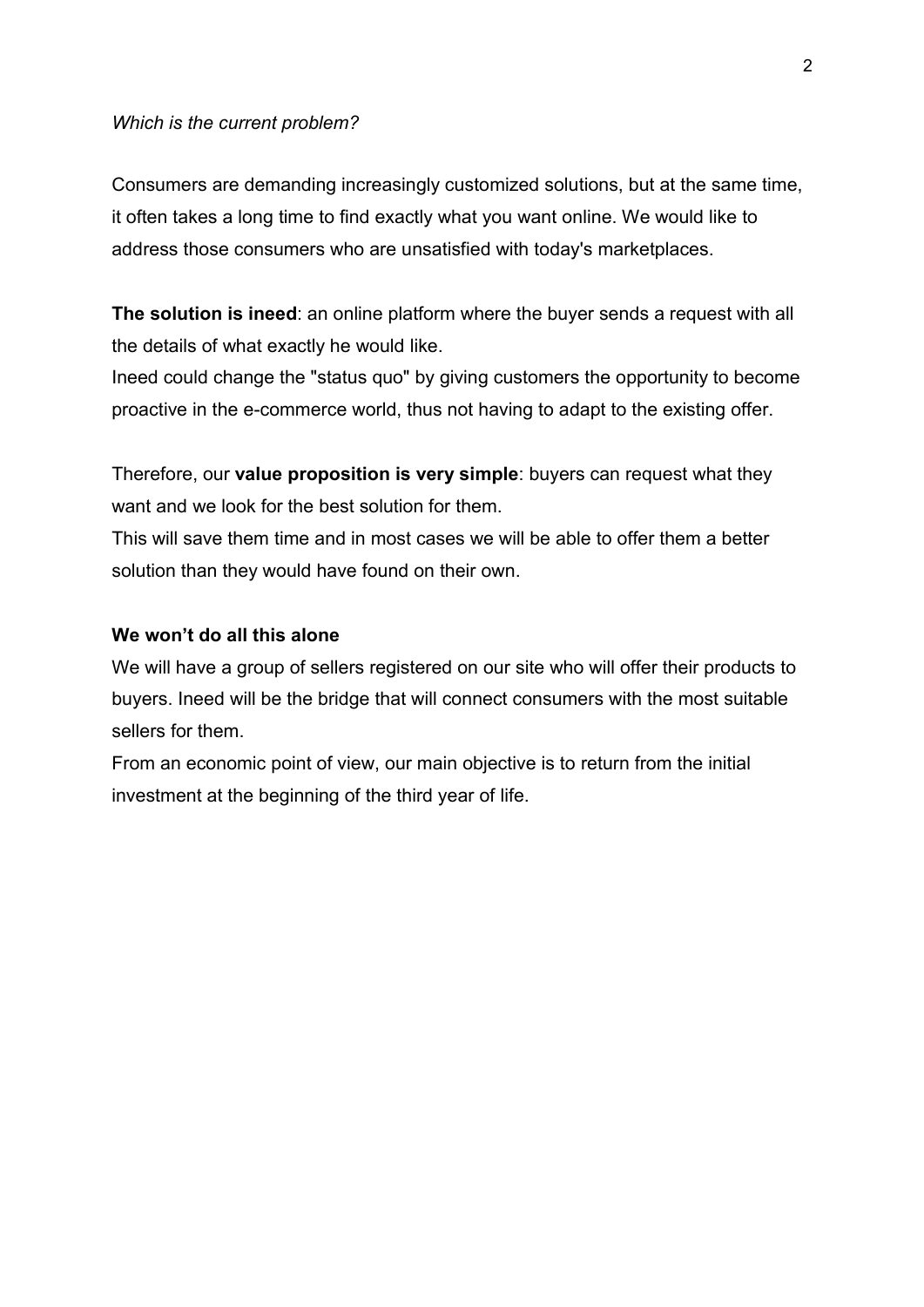*Which is the current problem?*

Consumers are demanding increasingly customized solutions, but at the same time, it often takes a long time to find exactly what you want online. We would like to address those consumers who are unsatisfied with today's marketplaces.

**The solution is ineed**: an online platform where the buyer sends a request with all the details of what exactly he would like.
Ineed could change the "status quo" by giving customers the opportunity to become proactive in the e-commerce world, thus not having to adapt to the existing offer.

Therefore, our **value proposition is very simple**: buyers can request what they want and we look for the best solution for them.
This will save them time and in most cases we will be able to offer them a better solution than they would have found on their own.

**We won't do all this alone**

We will have a group of sellers registered on our site who will offer their products to buyers. Ineed will be the bridge that will connect consumers with the most suitable sellers for them.
From an economic point of view, our main objective is to return from the initial investment at the beginning of the third year of life.